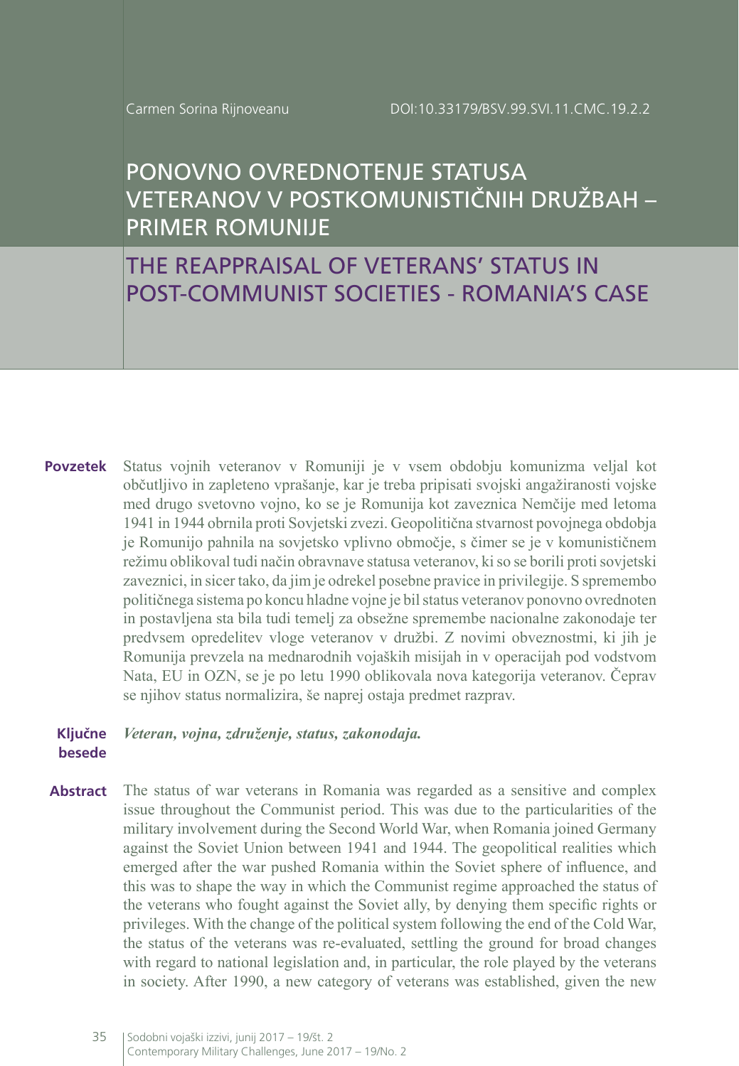Carmen Sorina Rijnoveanu

DOI:10.33179/BSV.99.SVI.11.CMC.19.2.2

# PONOVNO OVREDNOTENJE STATUSA VETERANOV V POSTKOMUNISTIČNIH DRUŽBAH – PRIMER ROMUNIJE

# THE REAPPRAISAL OF VETERANS' STATUS IN POST-COMMUNIST SOCIETIES - ROMANIA'S CASE

**Povzetek** Status vojnih veteranov v Romuniji je v vsem obdobju komunizma veljal kot občutljivo in zapleteno vprašanje, kar je treba pripisati svojski angažiranosti vojske med drugo svetovno vojno, ko se je Romunija kot zaveznica Nemčije med letoma 1941 in 1944 obrnila proti Sovjetski zvezi. Geopolitična stvarnost povojnega obdobja je Romunijo pahnila na sovjetsko vplivno območje, s čimer se je v komunističnem režimu oblikoval tudi način obravnave statusa veteranov, ki so se borili proti sovjetski zaveznici, in sicer tako, da jim je odrekel posebne pravice in privilegije. S spremembo političnega sistema po koncu hladne vojne je bil status veteranov ponovno ovrednoten in postavljena sta bila tudi temelj za obsežne spremembe nacionalne zakonodaje ter predvsem opredelitev vloge veteranov v družbi. Z novimi obveznostmi, ki jih je Romunija prevzela na mednarodnih vojaških misijah in v operacijah pod vodstvom Nata, EU in OZN, se je po letu 1990 oblikovala nova kategorija veteranov. Čeprav se njihov status normalizira, še naprej ostaja predmet razprav.

**Ključne besede** ***Veteran, vojna, združenje, status, zakonodaja.***

**Abstract** The status of war veterans in Romania was regarded as a sensitive and complex issue throughout the Communist period. This was due to the particularities of the military involvement during the Second World War, when Romania joined Germany against the Soviet Union between 1941 and 1944. The geopolitical realities which emerged after the war pushed Romania within the Soviet sphere of influence, and this was to shape the way in which the Communist regime approached the status of the veterans who fought against the Soviet ally, by denying them specific rights or privileges. With the change of the political system following the end of the Cold War, the status of the veterans was re-evaluated, settling the ground for broad changes with regard to national legislation and, in particular, the role played by the veterans in society. After 1990, a new category of veterans was established, given the new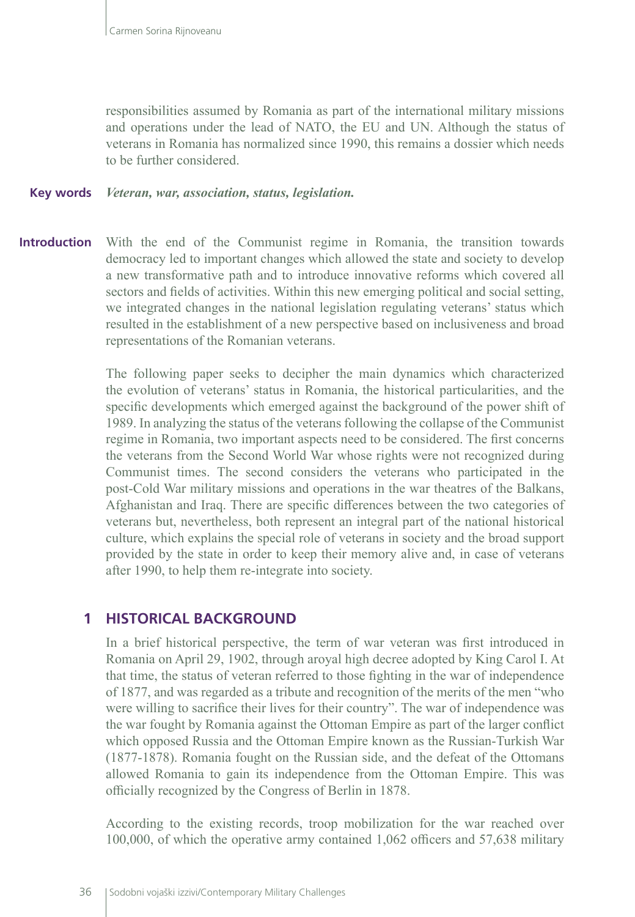responsibilities assumed by Romania as part of the international military missions and operations under the lead of NATO, the EU and UN. Although the status of veterans in Romania has normalized since 1990, this remains a dossier which needs to be further considered.

**Key words** ***Veteran, war, association, status, legislation.***

**Introduction** With the end of the Communist regime in Romania, the transition towards democracy led to important changes which allowed the state and society to develop a new transformative path and to introduce innovative reforms which covered all sectors and fields of activities. Within this new emerging political and social setting, we integrated changes in the national legislation regulating veterans' status which resulted in the establishment of a new perspective based on inclusiveness and broad representations of the Romanian veterans.

The following paper seeks to decipher the main dynamics which characterized the evolution of veterans' status in Romania, the historical particularities, and the specific developments which emerged against the background of the power shift of 1989. In analyzing the status of the veterans following the collapse of the Communist regime in Romania, two important aspects need to be considered. The first concerns the veterans from the Second World War whose rights were not recognized during Communist times. The second considers the veterans who participated in the post-Cold War military missions and operations in the war theatres of the Balkans, Afghanistan and Iraq. There are specific differences between the two categories of veterans but, nevertheless, both represent an integral part of the national historical culture, which explains the special role of veterans in society and the broad support provided by the state in order to keep their memory alive and, in case of veterans after 1990, to help them re-integrate into society.

## 1 HISTORICAL BACKGROUND

In a brief historical perspective, the term of war veteran was first introduced in Romania on April 29, 1902, through aroyal high decree adopted by King Carol I. At that time, the status of veteran referred to those fighting in the war of independence of 1877, and was regarded as a tribute and recognition of the merits of the men "who were willing to sacrifice their lives for their country". The war of independence was the war fought by Romania against the Ottoman Empire as part of the larger conflict which opposed Russia and the Ottoman Empire known as the Russian-Turkish War (1877-1878). Romania fought on the Russian side, and the defeat of the Ottomans allowed Romania to gain its independence from the Ottoman Empire. This was officially recognized by the Congress of Berlin in 1878.

According to the existing records, troop mobilization for the war reached over 100,000, of which the operative army contained 1,062 officers and 57,638 military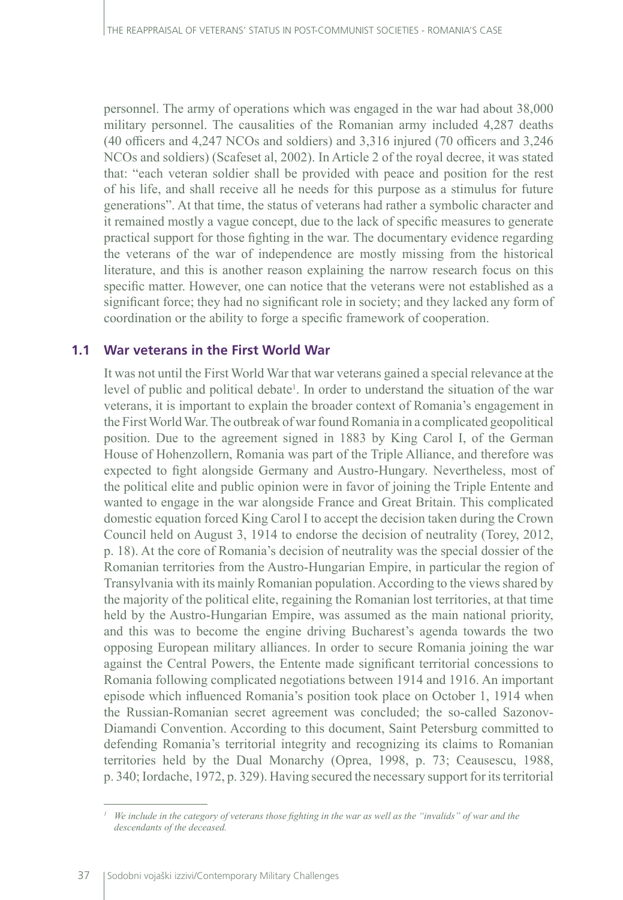personnel. The army of operations which was engaged in the war had about 38,000 military personnel. The causalities of the Romanian army included 4,287 deaths (40 officers and 4,247 NCOs and soldiers) and 3,316 injured (70 officers and 3,246 NCOs and soldiers) (Scafeset al, 2002). In Article 2 of the royal decree, it was stated that: "each veteran soldier shall be provided with peace and position for the rest of his life, and shall receive all he needs for this purpose as a stimulus for future generations". At that time, the status of veterans had rather a symbolic character and it remained mostly a vague concept, due to the lack of specific measures to generate practical support for those fighting in the war. The documentary evidence regarding the veterans of the war of independence are mostly missing from the historical literature, and this is another reason explaining the narrow research focus on this specific matter. However, one can notice that the veterans were not established as a significant force; they had no significant role in society; and they lacked any form of coordination or the ability to forge a specific framework of cooperation.

## 1.1 War veterans in the First World War

It was not until the First World War that war veterans gained a special relevance at the level of public and political debate[1]. In order to understand the situation of the war veterans, it is important to explain the broader context of Romania's engagement in the First World War. The outbreak of war found Romania in a complicated geopolitical position. Due to the agreement signed in 1883 by King Carol I, of the German House of Hohenzollern, Romania was part of the Triple Alliance, and therefore was expected to fight alongside Germany and Austro-Hungary. Nevertheless, most of the political elite and public opinion were in favor of joining the Triple Entente and wanted to engage in the war alongside France and Great Britain. This complicated domestic equation forced King Carol I to accept the decision taken during the Crown Council held on August 3, 1914 to endorse the decision of neutrality (Torey, 2012, p. 18). At the core of Romania's decision of neutrality was the special dossier of the Romanian territories from the Austro-Hungarian Empire, in particular the region of Transylvania with its mainly Romanian population. According to the views shared by the majority of the political elite, regaining the Romanian lost territories, at that time held by the Austro-Hungarian Empire, was assumed as the main national priority, and this was to become the engine driving Bucharest's agenda towards the two opposing European military alliances. In order to secure Romania joining the war against the Central Powers, the Entente made significant territorial concessions to Romania following complicated negotiations between 1914 and 1916. An important episode which influenced Romania's position took place on October 1, 1914 when the Russian-Romanian secret agreement was concluded; the so-called Sazonov-Diamandi Convention. According to this document, Saint Petersburg committed to defending Romania's territorial integrity and recognizing its claims to Romanian territories held by the Dual Monarchy (Oprea, 1998, p. 73; Ceausescu, 1988, p. 340; Iordache, 1972, p. 329). Having secured the necessary support for its territorial

[1] *We include in the category of veterans those fighting in the war as well as the "invalids" of war and the descendants of the deceased.*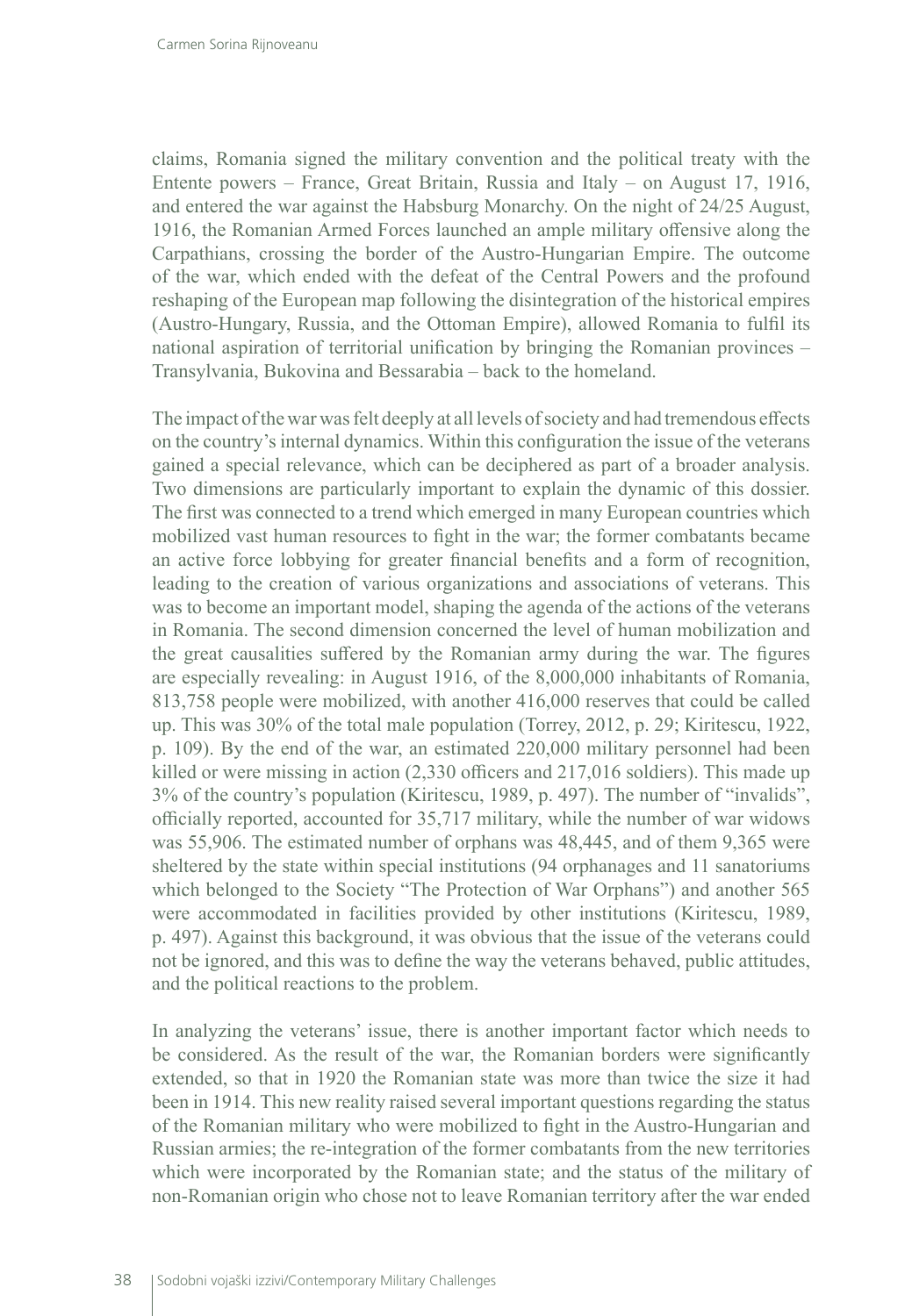claims, Romania signed the military convention and the political treaty with the Entente powers – France, Great Britain, Russia and Italy – on August 17, 1916, and entered the war against the Habsburg Monarchy. On the night of 24/25 August, 1916, the Romanian Armed Forces launched an ample military offensive along the Carpathians, crossing the border of the Austro-Hungarian Empire. The outcome of the war, which ended with the defeat of the Central Powers and the profound reshaping of the European map following the disintegration of the historical empires (Austro-Hungary, Russia, and the Ottoman Empire), allowed Romania to fulfil its national aspiration of territorial unification by bringing the Romanian provinces – Transylvania, Bukovina and Bessarabia – back to the homeland.

The impact of the war was felt deeply at all levels of society and had tremendous effects on the country's internal dynamics. Within this configuration the issue of the veterans gained a special relevance, which can be deciphered as part of a broader analysis. Two dimensions are particularly important to explain the dynamic of this dossier. The first was connected to a trend which emerged in many European countries which mobilized vast human resources to fight in the war; the former combatants became an active force lobbying for greater financial benefits and a form of recognition, leading to the creation of various organizations and associations of veterans. This was to become an important model, shaping the agenda of the actions of the veterans in Romania. The second dimension concerned the level of human mobilization and the great causalities suffered by the Romanian army during the war. The figures are especially revealing: in August 1916, of the 8,000,000 inhabitants of Romania, 813,758 people were mobilized, with another 416,000 reserves that could be called up. This was 30% of the total male population (Torrey, 2012, p. 29; Kiritescu, 1922, p. 109). By the end of the war, an estimated 220,000 military personnel had been killed or were missing in action (2,330 officers and 217,016 soldiers). This made up 3% of the country's population (Kiritescu, 1989, p. 497). The number of "invalids", officially reported, accounted for 35,717 military, while the number of war widows was 55,906. The estimated number of orphans was 48,445, and of them 9,365 were sheltered by the state within special institutions (94 orphanages and 11 sanatoriums which belonged to the Society "The Protection of War Orphans") and another 565 were accommodated in facilities provided by other institutions (Kiritescu, 1989, p. 497). Against this background, it was obvious that the issue of the veterans could not be ignored, and this was to define the way the veterans behaved, public attitudes, and the political reactions to the problem.

In analyzing the veterans' issue, there is another important factor which needs to be considered. As the result of the war, the Romanian borders were significantly extended, so that in 1920 the Romanian state was more than twice the size it had been in 1914. This new reality raised several important questions regarding the status of the Romanian military who were mobilized to fight in the Austro-Hungarian and Russian armies; the re-integration of the former combatants from the new territories which were incorporated by the Romanian state; and the status of the military of non-Romanian origin who chose not to leave Romanian territory after the war ended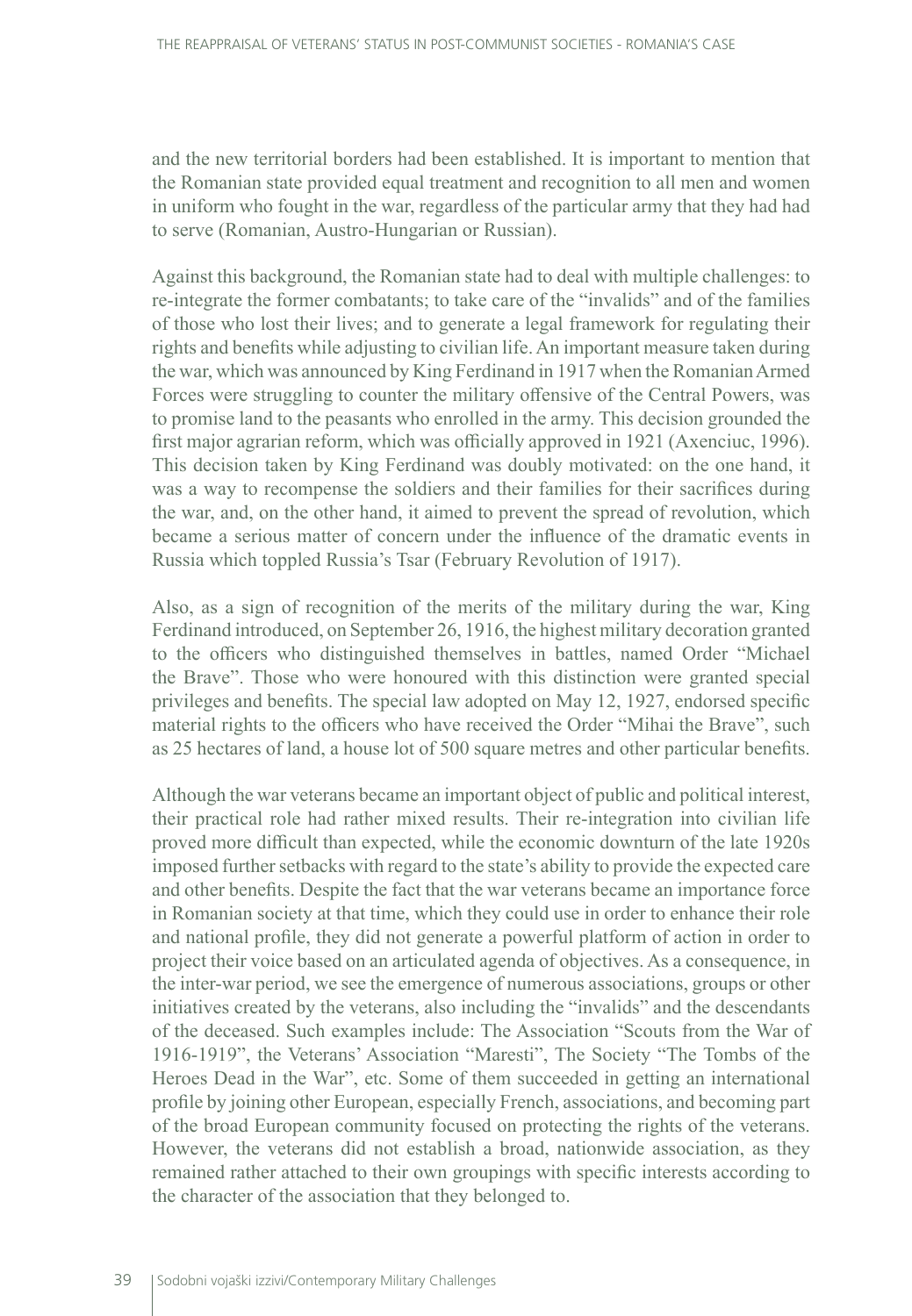and the new territorial borders had been established. It is important to mention that the Romanian state provided equal treatment and recognition to all men and women in uniform who fought in the war, regardless of the particular army that they had had to serve (Romanian, Austro-Hungarian or Russian).

Against this background, the Romanian state had to deal with multiple challenges: to re-integrate the former combatants; to take care of the "invalids" and of the families of those who lost their lives; and to generate a legal framework for regulating their rights and benefits while adjusting to civilian life. An important measure taken during the war, which was announced by King Ferdinand in 1917 when the Romanian Armed Forces were struggling to counter the military offensive of the Central Powers, was to promise land to the peasants who enrolled in the army. This decision grounded the first major agrarian reform, which was officially approved in 1921 (Axenciuc, 1996). This decision taken by King Ferdinand was doubly motivated: on the one hand, it was a way to recompense the soldiers and their families for their sacrifices during the war, and, on the other hand, it aimed to prevent the spread of revolution, which became a serious matter of concern under the influence of the dramatic events in Russia which toppled Russia's Tsar (February Revolution of 1917).

Also, as a sign of recognition of the merits of the military during the war, King Ferdinand introduced, on September 26, 1916, the highest military decoration granted to the officers who distinguished themselves in battles, named Order "Michael the Brave". Those who were honoured with this distinction were granted special privileges and benefits. The special law adopted on May 12, 1927, endorsed specific material rights to the officers who have received the Order "Mihai the Brave", such as 25 hectares of land, a house lot of 500 square metres and other particular benefits.

Although the war veterans became an important object of public and political interest, their practical role had rather mixed results. Their re-integration into civilian life proved more difficult than expected, while the economic downturn of the late 1920s imposed further setbacks with regard to the state's ability to provide the expected care and other benefits. Despite the fact that the war veterans became an importance force in Romanian society at that time, which they could use in order to enhance their role and national profile, they did not generate a powerful platform of action in order to project their voice based on an articulated agenda of objectives. As a consequence, in the inter-war period, we see the emergence of numerous associations, groups or other initiatives created by the veterans, also including the "invalids" and the descendants of the deceased. Such examples include: The Association "Scouts from the War of 1916-1919", the Veterans' Association "Maresti", The Society "The Tombs of the Heroes Dead in the War", etc. Some of them succeeded in getting an international profile by joining other European, especially French, associations, and becoming part of the broad European community focused on protecting the rights of the veterans. However, the veterans did not establish a broad, nationwide association, as they remained rather attached to their own groupings with specific interests according to the character of the association that they belonged to.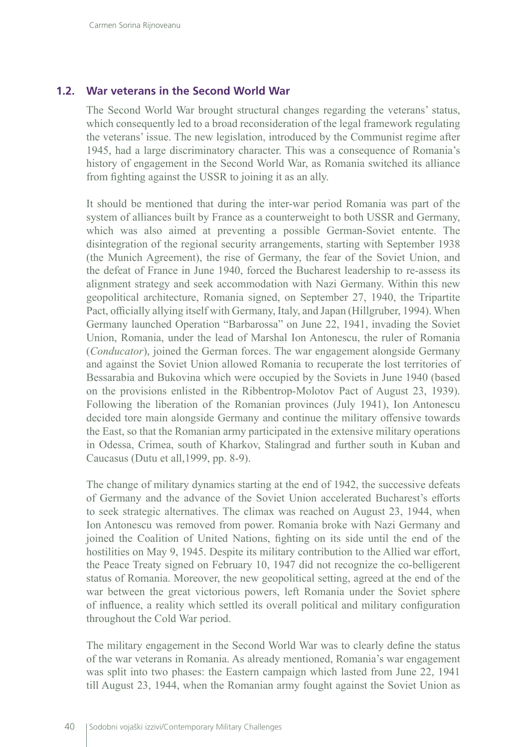### 1.2. War veterans in the Second World War

The Second World War brought structural changes regarding the veterans' status, which consequently led to a broad reconsideration of the legal framework regulating the veterans' issue. The new legislation, introduced by the Communist regime after 1945, had a large discriminatory character. This was a consequence of Romania's history of engagement in the Second World War, as Romania switched its alliance from fighting against the USSR to joining it as an ally.

It should be mentioned that during the inter-war period Romania was part of the system of alliances built by France as a counterweight to both USSR and Germany, which was also aimed at preventing a possible German-Soviet entente. The disintegration of the regional security arrangements, starting with September 1938 (the Munich Agreement), the rise of Germany, the fear of the Soviet Union, and the defeat of France in June 1940, forced the Bucharest leadership to re-assess its alignment strategy and seek accommodation with Nazi Germany. Within this new geopolitical architecture, Romania signed, on September 27, 1940, the Tripartite Pact, officially allying itself with Germany, Italy, and Japan (Hillgruber, 1994). When Germany launched Operation "Barbarossa" on June 22, 1941, invading the Soviet Union, Romania, under the lead of Marshal Ion Antonescu, the ruler of Romania (*Conducator*), joined the German forces. The war engagement alongside Germany and against the Soviet Union allowed Romania to recuperate the lost territories of Bessarabia and Bukovina which were occupied by the Soviets in June 1940 (based on the provisions enlisted in the Ribbentrop-Molotov Pact of August 23, 1939). Following the liberation of the Romanian provinces (July 1941), Ion Antonescu decided tore main alongside Germany and continue the military offensive towards the East, so that the Romanian army participated in the extensive military operations in Odessa, Crimea, south of Kharkov, Stalingrad and further south in Kuban and Caucasus (Dutu et all,1999, pp. 8-9).

The change of military dynamics starting at the end of 1942, the successive defeats of Germany and the advance of the Soviet Union accelerated Bucharest's efforts to seek strategic alternatives. The climax was reached on August 23, 1944, when Ion Antonescu was removed from power. Romania broke with Nazi Germany and joined the Coalition of United Nations, fighting on its side until the end of the hostilities on May 9, 1945. Despite its military contribution to the Allied war effort, the Peace Treaty signed on February 10, 1947 did not recognize the co-belligerent status of Romania. Moreover, the new geopolitical setting, agreed at the end of the war between the great victorious powers, left Romania under the Soviet sphere of influence, a reality which settled its overall political and military configuration throughout the Cold War period.

The military engagement in the Second World War was to clearly define the status of the war veterans in Romania. As already mentioned, Romania's war engagement was split into two phases: the Eastern campaign which lasted from June 22, 1941 till August 23, 1944, when the Romanian army fought against the Soviet Union as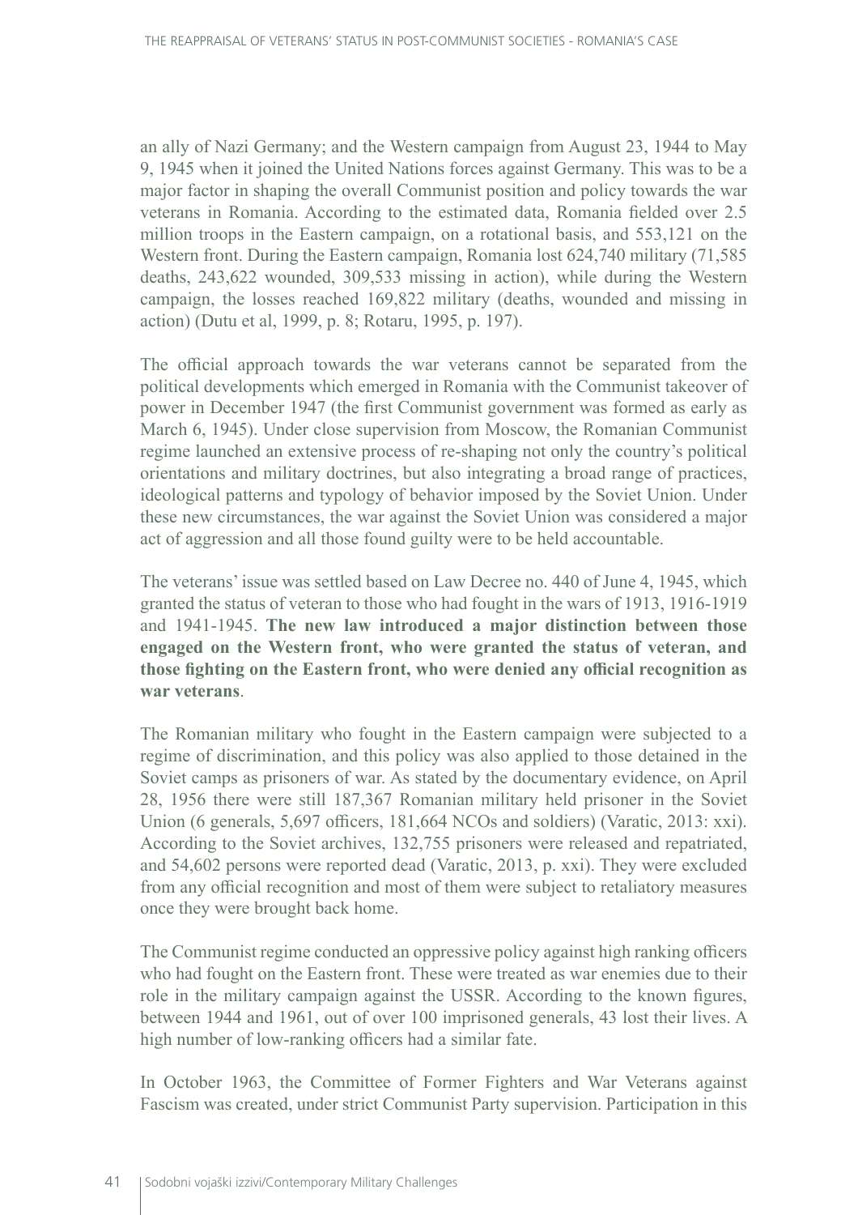an ally of Nazi Germany; and the Western campaign from August 23, 1944 to May 9, 1945 when it joined the United Nations forces against Germany. This was to be a major factor in shaping the overall Communist position and policy towards the war veterans in Romania. According to the estimated data, Romania fielded over 2.5 million troops in the Eastern campaign, on a rotational basis, and 553,121 on the Western front. During the Eastern campaign, Romania lost 624,740 military (71,585 deaths, 243,622 wounded, 309,533 missing in action), while during the Western campaign, the losses reached 169,822 military (deaths, wounded and missing in action) (Dutu et al, 1999, p. 8; Rotaru, 1995, p. 197).

The official approach towards the war veterans cannot be separated from the political developments which emerged in Romania with the Communist takeover of power in December 1947 (the first Communist government was formed as early as March 6, 1945). Under close supervision from Moscow, the Romanian Communist regime launched an extensive process of re-shaping not only the country's political orientations and military doctrines, but also integrating a broad range of practices, ideological patterns and typology of behavior imposed by the Soviet Union. Under these new circumstances, the war against the Soviet Union was considered a major act of aggression and all those found guilty were to be held accountable.

The veterans' issue was settled based on Law Decree no. 440 of June 4, 1945, which granted the status of veteran to those who had fought in the wars of 1913, 1916-1919 and 1941-1945. **The new law introduced a major distinction between those engaged on the Western front, who were granted the status of veteran, and those fighting on the Eastern front, who were denied any official recognition as war veterans**.

The Romanian military who fought in the Eastern campaign were subjected to a regime of discrimination, and this policy was also applied to those detained in the Soviet camps as prisoners of war. As stated by the documentary evidence, on April 28, 1956 there were still 187,367 Romanian military held prisoner in the Soviet Union (6 generals, 5,697 officers, 181,664 NCOs and soldiers) (Varatic, 2013: xxi). According to the Soviet archives, 132,755 prisoners were released and repatriated, and 54,602 persons were reported dead (Varatic, 2013, p. xxi). They were excluded from any official recognition and most of them were subject to retaliatory measures once they were brought back home.

The Communist regime conducted an oppressive policy against high ranking officers who had fought on the Eastern front. These were treated as war enemies due to their role in the military campaign against the USSR. According to the known figures, between 1944 and 1961, out of over 100 imprisoned generals, 43 lost their lives. A high number of low-ranking officers had a similar fate.

In October 1963, the Committee of Former Fighters and War Veterans against Fascism was created, under strict Communist Party supervision. Participation in this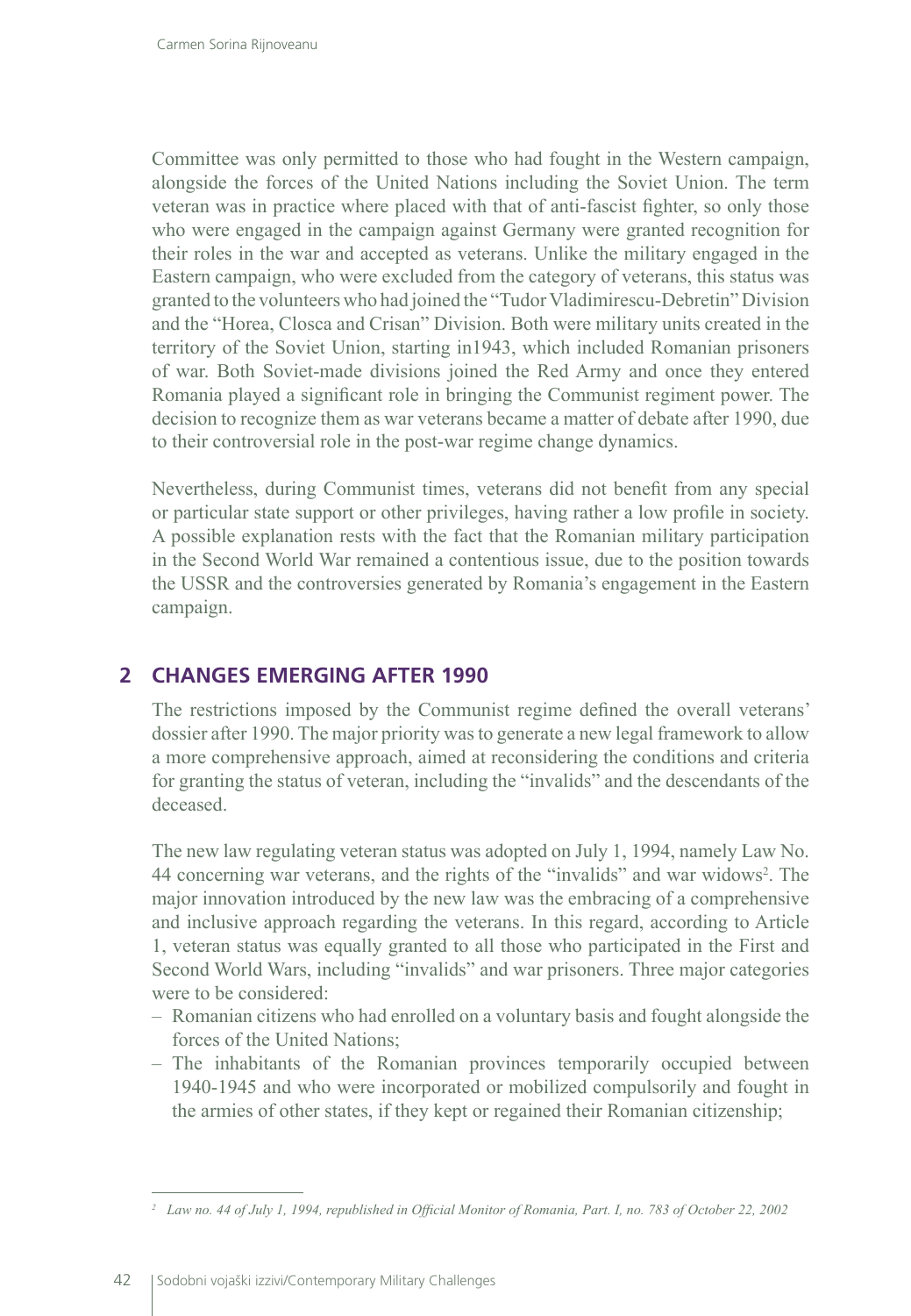Committee was only permitted to those who had fought in the Western campaign, alongside the forces of the United Nations including the Soviet Union. The term veteran was in practice where placed with that of anti-fascist fighter, so only those who were engaged in the campaign against Germany were granted recognition for their roles in the war and accepted as veterans. Unlike the military engaged in the Eastern campaign, who were excluded from the category of veterans, this status was granted to the volunteers who had joined the "Tudor Vladimirescu-Debretin" Division and the "Horea, Closca and Crisan" Division. Both were military units created in the territory of the Soviet Union, starting in1943, which included Romanian prisoners of war. Both Soviet-made divisions joined the Red Army and once they entered Romania played a significant role in bringing the Communist regiment power. The decision to recognize them as war veterans became a matter of debate after 1990, due to their controversial role in the post-war regime change dynamics.

Nevertheless, during Communist times, veterans did not benefit from any special or particular state support or other privileges, having rather a low profile in society. A possible explanation rests with the fact that the Romanian military participation in the Second World War remained a contentious issue, due to the position towards the USSR and the controversies generated by Romania's engagement in the Eastern campaign.

## 2 CHANGES EMERGING AFTER 1990

The restrictions imposed by the Communist regime defined the overall veterans' dossier after 1990. The major priority was to generate a new legal framework to allow a more comprehensive approach, aimed at reconsidering the conditions and criteria for granting the status of veteran, including the "invalids" and the descendants of the deceased.

The new law regulating veteran status was adopted on July 1, 1994, namely Law No. 44 concerning war veterans, and the rights of the "invalids" and war widows[2]. The major innovation introduced by the new law was the embracing of a comprehensive and inclusive approach regarding the veterans. In this regard, according to Article 1, veteran status was equally granted to all those who participated in the First and Second World Wars, including "invalids" and war prisoners. Three major categories were to be considered:

- Romanian citizens who had enrolled on a voluntary basis and fought alongside the forces of the United Nations;
- The inhabitants of the Romanian provinces temporarily occupied between 1940-1945 and who were incorporated or mobilized compulsorily and fought in the armies of other states, if they kept or regained their Romanian citizenship;

[2] *Law no. 44 of July 1, 1994, republished in Official Monitor of Romania, Part. I, no. 783 of October 22, 2002*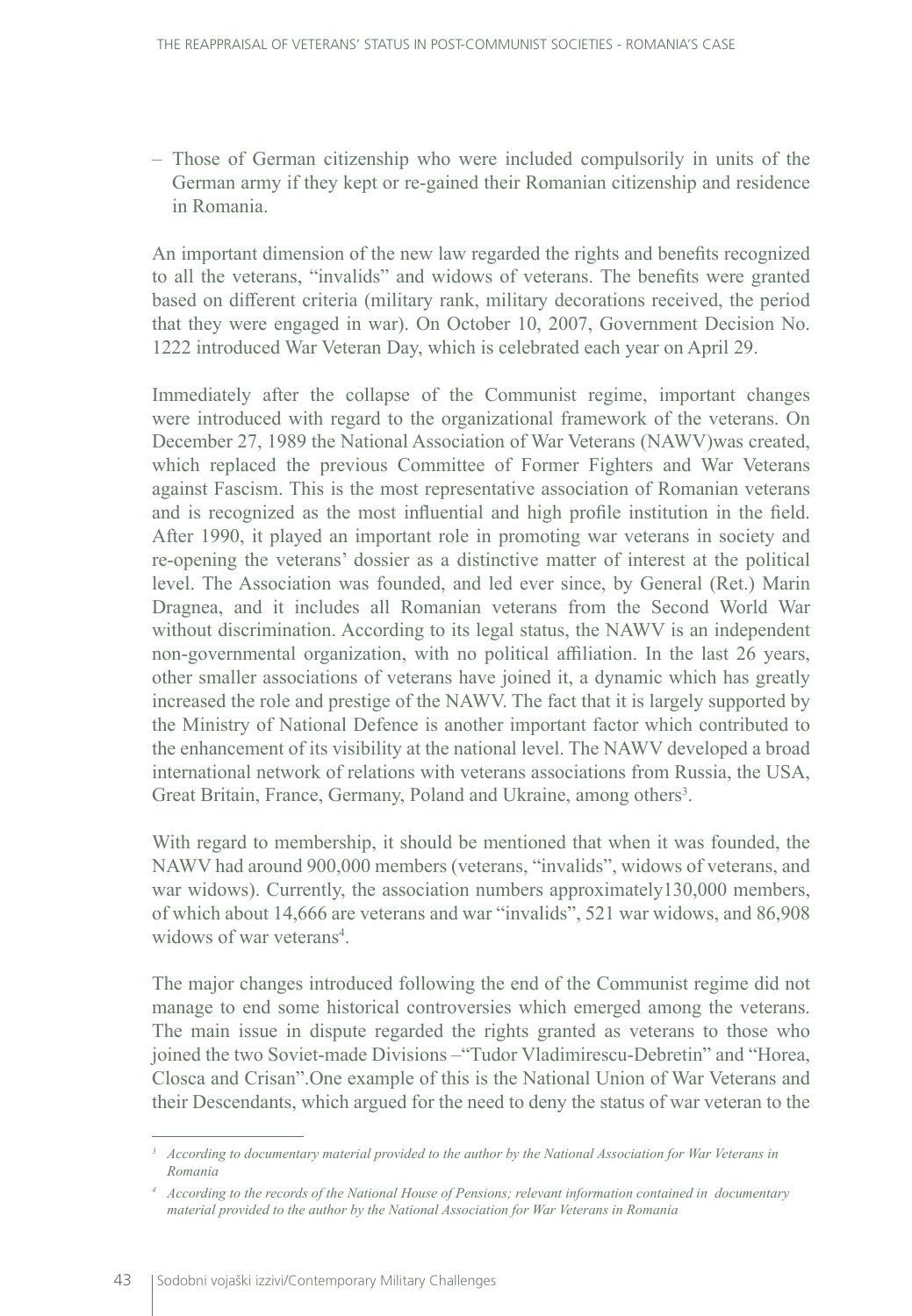– Those of German citizenship who were included compulsorily in units of the German army if they kept or re-gained their Romanian citizenship and residence in Romania.

An important dimension of the new law regarded the rights and benefits recognized to all the veterans, "invalids" and widows of veterans. The benefits were granted based on different criteria (military rank, military decorations received, the period that they were engaged in war). On October 10, 2007, Government Decision No. 1222 introduced War Veteran Day, which is celebrated each year on April 29.

Immediately after the collapse of the Communist regime, important changes were introduced with regard to the organizational framework of the veterans. On December 27, 1989 the National Association of War Veterans (NAWV)was created, which replaced the previous Committee of Former Fighters and War Veterans against Fascism. This is the most representative association of Romanian veterans and is recognized as the most influential and high profile institution in the field. After 1990, it played an important role in promoting war veterans in society and re-opening the veterans' dossier as a distinctive matter of interest at the political level. The Association was founded, and led ever since, by General (Ret.) Marin Dragnea, and it includes all Romanian veterans from the Second World War without discrimination. According to its legal status, the NAWV is an independent non-governmental organization, with no political affiliation. In the last 26 years, other smaller associations of veterans have joined it, a dynamic which has greatly increased the role and prestige of the NAWV. The fact that it is largely supported by the Ministry of National Defence is another important factor which contributed to the enhancement of its visibility at the national level. The NAWV developed a broad international network of relations with veterans associations from Russia, the USA, Great Britain, France, Germany, Poland and Ukraine, among others[3].

With regard to membership, it should be mentioned that when it was founded, the NAWV had around 900,000 members (veterans, "invalids", widows of veterans, and war widows). Currently, the association numbers approximately130,000 members, of which about 14,666 are veterans and war "invalids", 521 war widows, and 86,908 widows of war veterans[4].

The major changes introduced following the end of the Communist regime did not manage to end some historical controversies which emerged among the veterans. The main issue in dispute regarded the rights granted as veterans to those who joined the two Soviet-made Divisions –"Tudor Vladimirescu-Debretin" and "Horea, Closca and Crisan".One example of this is the National Union of War Veterans and their Descendants, which argued for the need to deny the status of war veteran to the

---

[3] *According to documentary material provided to the author by the National Association for War Veterans in Romania*

[4] *According to the records of the National House of Pensions; relevant information contained in documentary material provided to the author by the National Association for War Veterans in Romania*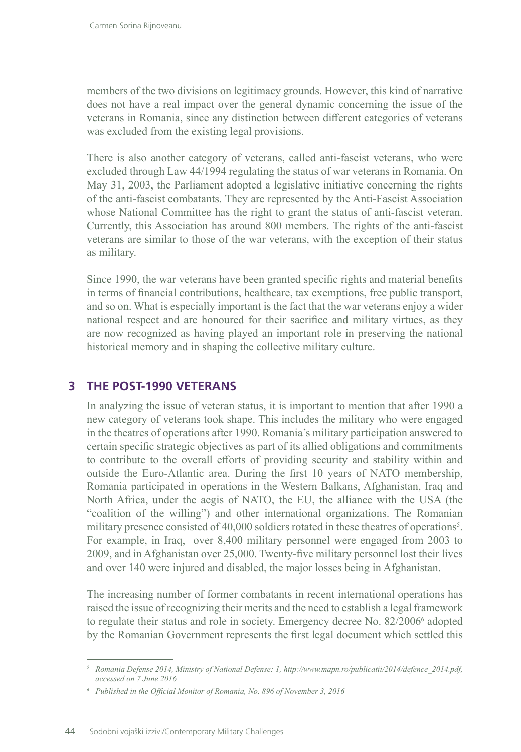members of the two divisions on legitimacy grounds. However, this kind of narrative does not have a real impact over the general dynamic concerning the issue of the veterans in Romania, since any distinction between different categories of veterans was excluded from the existing legal provisions.

There is also another category of veterans, called anti-fascist veterans, who were excluded through Law 44/1994 regulating the status of war veterans in Romania. On May 31, 2003, the Parliament adopted a legislative initiative concerning the rights of the anti-fascist combatants. They are represented by the Anti-Fascist Association whose National Committee has the right to grant the status of anti-fascist veteran. Currently, this Association has around 800 members. The rights of the anti-fascist veterans are similar to those of the war veterans, with the exception of their status as military.

Since 1990, the war veterans have been granted specific rights and material benefits in terms of financial contributions, healthcare, tax exemptions, free public transport, and so on. What is especially important is the fact that the war veterans enjoy a wider national respect and are honoured for their sacrifice and military virtues, as they are now recognized as having played an important role in preserving the national historical memory and in shaping the collective military culture.

## 3 THE POST-1990 VETERANS

In analyzing the issue of veteran status, it is important to mention that after 1990 a new category of veterans took shape. This includes the military who were engaged in the theatres of operations after 1990. Romania's military participation answered to certain specific strategic objectives as part of its allied obligations and commitments to contribute to the overall efforts of providing security and stability within and outside the Euro-Atlantic area. During the first 10 years of NATO membership, Romania participated in operations in the Western Balkans, Afghanistan, Iraq and North Africa, under the aegis of NATO, the EU, the alliance with the USA (the "coalition of the willing") and other international organizations. The Romanian military presence consisted of 40,000 soldiers rotated in these theatres of operations[5]. For example, in Iraq, over 8,400 military personnel were engaged from 2003 to 2009, and in Afghanistan over 25,000. Twenty-five military personnel lost their lives and over 140 were injured and disabled, the major losses being in Afghanistan.

The increasing number of former combatants in recent international operations has raised the issue of recognizing their merits and the need to establish a legal framework to regulate their status and role in society. Emergency decree No. 82/2006[6] adopted by the Romanian Government represents the first legal document which settled this

---

[5] *Romania Defense 2014, Ministry of National Defense: 1, http://www.mapn.ro/publicatii/2014/defence_2014.pdf, accessed on 7 June 2016*

[6] *Published in the Official Monitor of Romania, No. 896 of November 3, 2016*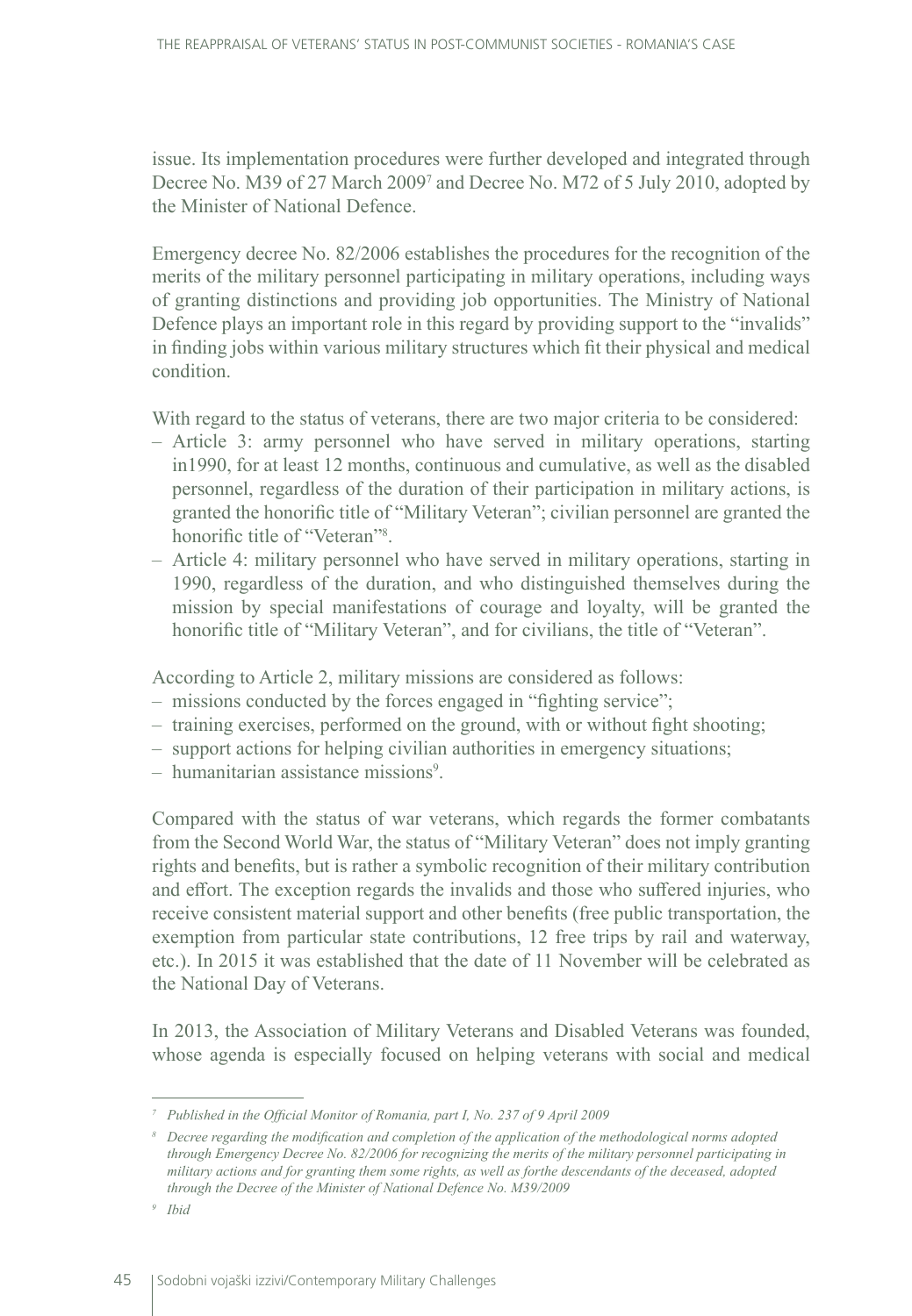issue. Its implementation procedures were further developed and integrated through Decree No. M39 of 27 March 2009[7] and Decree No. M72 of 5 July 2010, adopted by the Minister of National Defence.

Emergency decree No. 82/2006 establishes the procedures for the recognition of the merits of the military personnel participating in military operations, including ways of granting distinctions and providing job opportunities. The Ministry of National Defence plays an important role in this regard by providing support to the "invalids" in finding jobs within various military structures which fit their physical and medical condition.

With regard to the status of veterans, there are two major criteria to be considered:

– Article 3: army personnel who have served in military operations, starting in1990, for at least 12 months, continuous and cumulative, as well as the disabled personnel, regardless of the duration of their participation in military actions, is granted the honorific title of "Military Veteran"; civilian personnel are granted the honorific title of "Veteran"[8].
– Article 4: military personnel who have served in military operations, starting in 1990, regardless of the duration, and who distinguished themselves during the mission by special manifestations of courage and loyalty, will be granted the honorific title of "Military Veteran", and for civilians, the title of "Veteran".

According to Article 2, military missions are considered as follows:

– missions conducted by the forces engaged in "fighting service";
– training exercises, performed on the ground, with or without fight shooting;
– support actions for helping civilian authorities in emergency situations;
– humanitarian assistance missions[9].

Compared with the status of war veterans, which regards the former combatants from the Second World War, the status of "Military Veteran" does not imply granting rights and benefits, but is rather a symbolic recognition of their military contribution and effort. The exception regards the invalids and those who suffered injuries, who receive consistent material support and other benefits (free public transportation, the exemption from particular state contributions, 12 free trips by rail and waterway, etc.). In 2015 it was established that the date of 11 November will be celebrated as the National Day of Veterans.

In 2013, the Association of Military Veterans and Disabled Veterans was founded, whose agenda is especially focused on helping veterans with social and medical

---

[7] *Published in the Official Monitor of Romania, part I, No. 237 of 9 April 2009*

[8] *Decree regarding the modification and completion of the application of the methodological norms adopted through Emergency Decree No. 82/2006 for recognizing the merits of the military personnel participating in military actions and for granting them some rights, as well as forthe descendants of the deceased, adopted through the Decree of the Minister of National Defence No. M39/2009*

[9] *Ibid*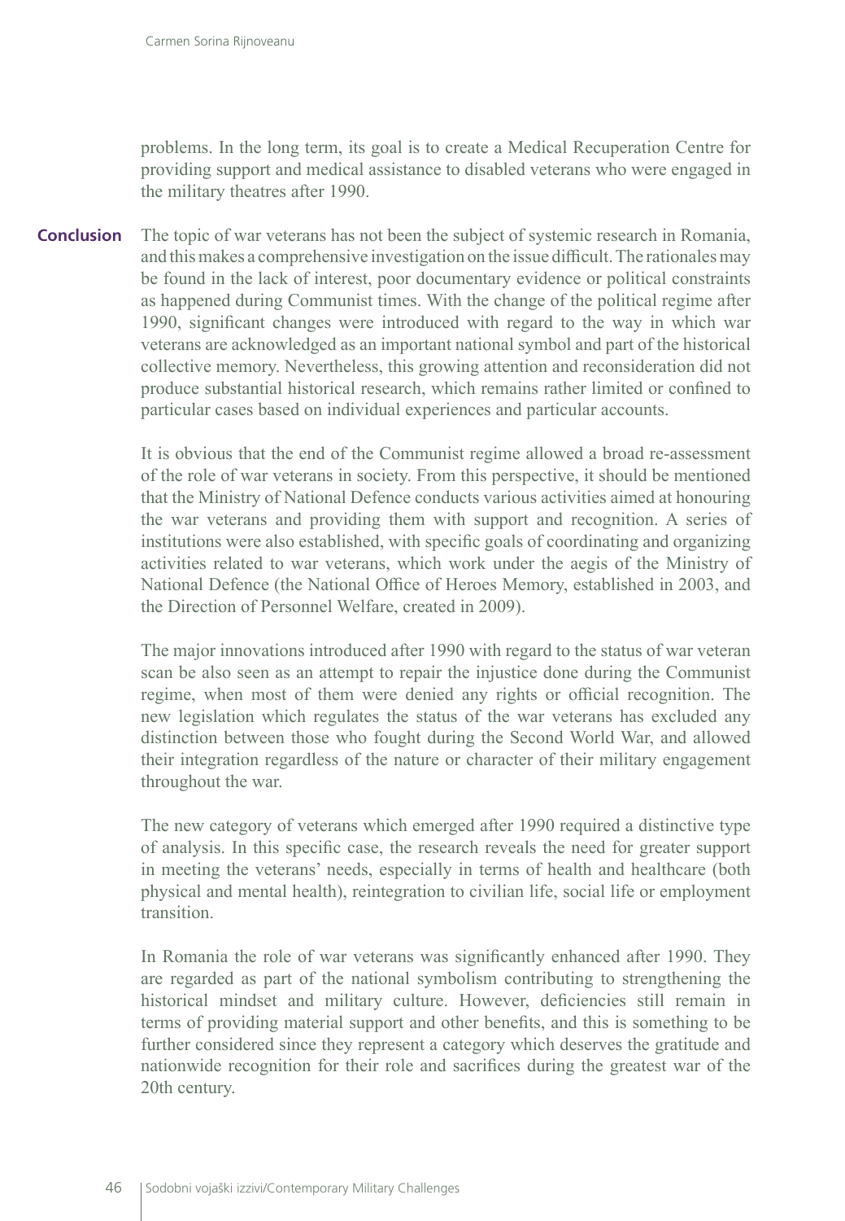problems. In the long term, its goal is to create a Medical Recuperation Centre for providing support and medical assistance to disabled veterans who were engaged in the military theatres after 1990.

## Conclusion

The topic of war veterans has not been the subject of systemic research in Romania, and this makes a comprehensive investigation on the issue difficult. The rationales may be found in the lack of interest, poor documentary evidence or political constraints as happened during Communist times. With the change of the political regime after 1990, significant changes were introduced with regard to the way in which war veterans are acknowledged as an important national symbol and part of the historical collective memory. Nevertheless, this growing attention and reconsideration did not produce substantial historical research, which remains rather limited or confined to particular cases based on individual experiences and particular accounts.

It is obvious that the end of the Communist regime allowed a broad re-assessment of the role of war veterans in society. From this perspective, it should be mentioned that the Ministry of National Defence conducts various activities aimed at honouring the war veterans and providing them with support and recognition. A series of institutions were also established, with specific goals of coordinating and organizing activities related to war veterans, which work under the aegis of the Ministry of National Defence (the National Office of Heroes Memory, established in 2003, and the Direction of Personnel Welfare, created in 2009).

The major innovations introduced after 1990 with regard to the status of war veteran scan be also seen as an attempt to repair the injustice done during the Communist regime, when most of them were denied any rights or official recognition. The new legislation which regulates the status of the war veterans has excluded any distinction between those who fought during the Second World War, and allowed their integration regardless of the nature or character of their military engagement throughout the war.

The new category of veterans which emerged after 1990 required a distinctive type of analysis. In this specific case, the research reveals the need for greater support in meeting the veterans' needs, especially in terms of health and healthcare (both physical and mental health), reintegration to civilian life, social life or employment transition.

In Romania the role of war veterans was significantly enhanced after 1990. They are regarded as part of the national symbolism contributing to strengthening the historical mindset and military culture. However, deficiencies still remain in terms of providing material support and other benefits, and this is something to be further considered since they represent a category which deserves the gratitude and nationwide recognition for their role and sacrifices during the greatest war of the 20th century.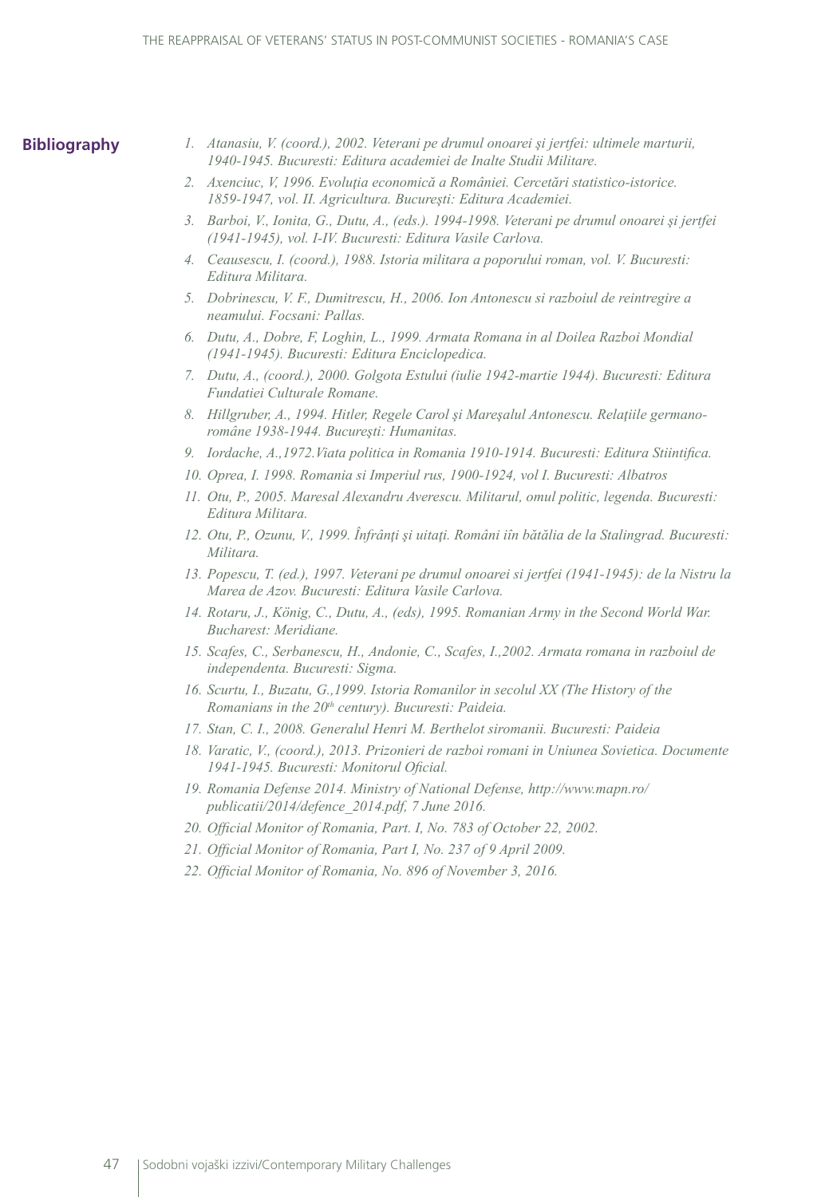## Bibliography

1. *Atanasiu, V. (coord.), 2002. Veterani pe drumul onoarei şi jertfei: ultimele marturii, 1940-1945. Bucuresti: Editura academiei de Inalte Studii Militare.*
2. *Axenciuc, V, 1996. Evoluţia economică a României. Cercetări statistico-istorice. 1859-1947, vol. II. Agricultura. Bucureşti: Editura Academiei.*
3. *Barboi, V., Ionita, G., Dutu, A., (eds.). 1994-1998. Veterani pe drumul onoarei şi jertfei (1941-1945), vol. I-IV. Bucuresti: Editura Vasile Carlova.*
4. *Ceausescu, I. (coord.), 1988. Istoria militara a poporului roman, vol. V. Bucuresti: Editura Militara.*
5. *Dobrinescu, V. F., Dumitrescu, H., 2006. Ion Antonescu si razboiul de reintregire a neamului. Focsani: Pallas.*
6. *Dutu, A., Dobre, F, Loghin, L., 1999. Armata Romana in al Doilea Razboi Mondial (1941-1945). Bucuresti: Editura Enciclopedica.*
7. *Dutu, A., (coord.), 2000. Golgota Estului (iulie 1942-martie 1944). Bucuresti: Editura Fundatiei Culturale Romane.*
8. *Hillgruber, A., 1994. Hitler, Regele Carol şi Mareşalul Antonescu. Relaţiile germano-române 1938-1944. Bucureşti: Humanitas.*
9. *Iordache, A.,1972.Viata politica in Romania 1910-1914. Bucuresti: Editura Stiintifica.*
10. *Oprea, I. 1998. Romania si Imperiul rus, 1900-1924, vol I. Bucuresti: Albatros*
11. *Otu, P., 2005. Maresal Alexandru Averescu. Militarul, omul politic, legenda. Bucuresti: Editura Militara.*
12. *Otu, P., Ozunu, V., 1999. Înfrânţi şi uitaţi. Români iîn bătălia de la Stalingrad. Bucuresti: Militara.*
13. *Popescu, T. (ed.), 1997. Veterani pe drumul onoarei si jertfei (1941-1945): de la Nistru la Marea de Azov. Bucuresti: Editura Vasile Carlova.*
14. *Rotaru, J., König, C., Dutu, A., (eds), 1995. Romanian Army in the Second World War. Bucharest: Meridiane.*
15. *Scafes, C., Serbanescu, H., Andonie, C., Scafes, I.,2002. Armata romana in razboiul de independenta. Bucuresti: Sigma.*
16. *Scurtu, I., Buzatu, G.,1999. Istoria Romanilor in secolul XX (The History of the Romanians in the 20th century). Bucuresti: Paideia.*
17. *Stan, C. I., 2008. Generalul Henri M. Berthelot siromanii. Bucuresti: Paideia*
18. *Varatic, V., (coord.), 2013. Prizonieri de razboi romani in Uniunea Sovietica. Documente 1941-1945. Bucuresti: Monitorul Oficial.*
19. *Romania Defense 2014. Ministry of National Defense, http://www.mapn.ro/publicatii/2014/defence_2014.pdf, 7 June 2016.*
20. *Official Monitor of Romania, Part. I, No. 783 of October 22, 2002.*
21. *Official Monitor of Romania, Part I, No. 237 of 9 April 2009.*
22. *Official Monitor of Romania, No. 896 of November 3, 2016.*